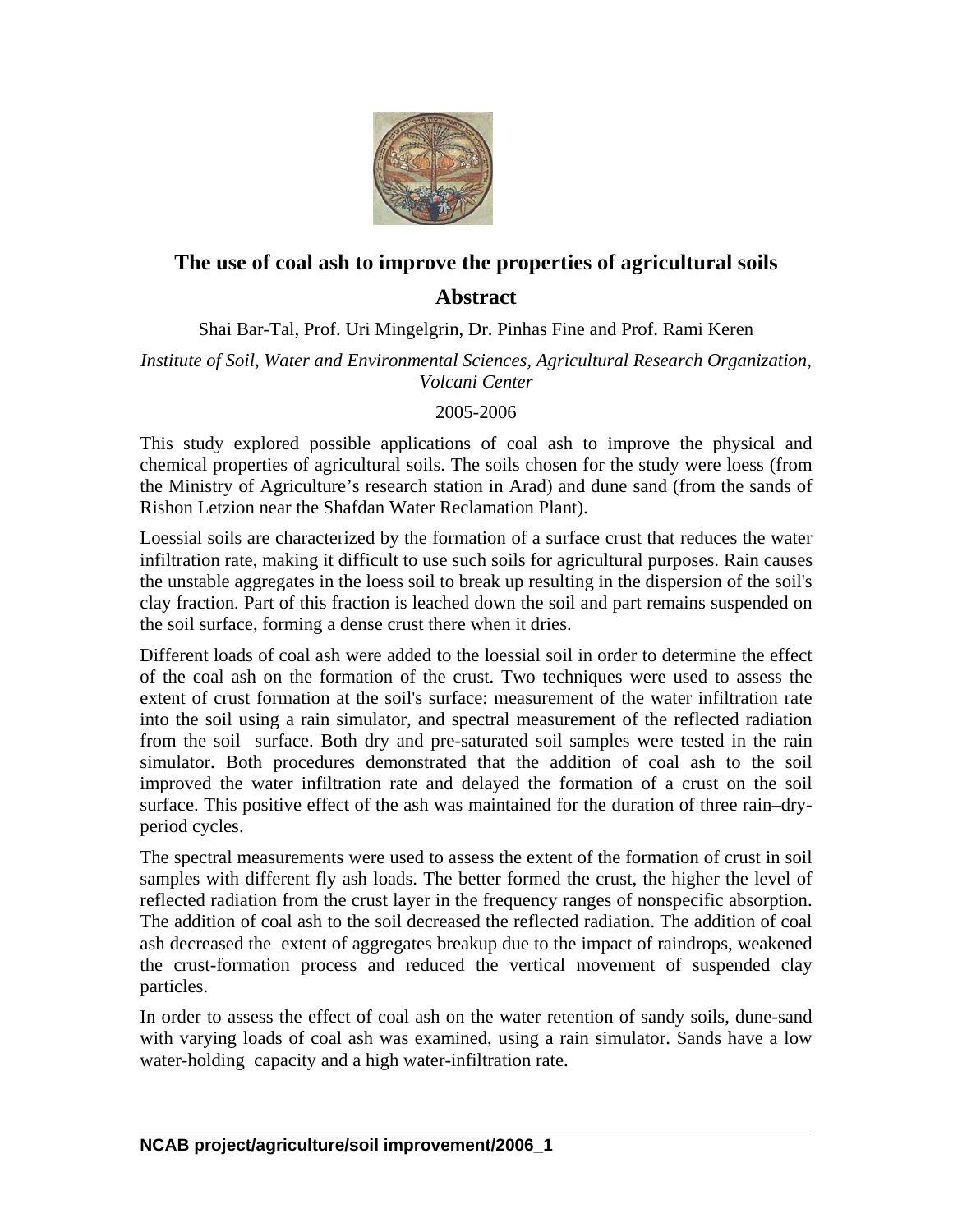# The use of coal ash to improve the properties of agricultural soils

## Abstract

Shai Bar-Tal, Prof. Uri Mingelgrin, Dr. Pinhas Fine and Prof. Rami Keren

*Institute of Soil, Water and Environmental Sciences, Agricultural Research Organization, Volcani Center*

2005-2006

This study explored possible applications of coal ash to improve the physical and chemical properties of agricultural soils. The soils chosen for the study were loess (from the Ministry of Agriculture's research station in Arad) and dune sand (from the sands of Rishon Letzion near the Shafdan Water Reclamation Plant).

Loessial soils are characterized by the formation of a surface crust that reduces the water infiltration rate, making it difficult to use such soils for agricultural purposes. Rain causes the unstable aggregates in the loess soil to break up resulting in the dispersion of the soil's clay fraction. Part of this fraction is leached down the soil and part remains suspended on the soil surface, forming a dense crust there when it dries.

Different loads of coal ash were added to the loessial soil in order to determine the effect of the coal ash on the formation of the crust. Two techniques were used to assess the extent of crust formation at the soil's surface: measurement of the water infiltration rate into the soil using a rain simulator, and spectral measurement of the reflected radiation from the soil surface. Both dry and pre-saturated soil samples were tested in the rain simulator. Both procedures demonstrated that the addition of coal ash to the soil improved the water infiltration rate and delayed the formation of a crust on the soil surface. This positive effect of the ash was maintained for the duration of three rain–dry-period cycles.

The spectral measurements were used to assess the extent of the formation of crust in soil samples with different fly ash loads. The better formed the crust, the higher the level of reflected radiation from the crust layer in the frequency ranges of nonspecific absorption. The addition of coal ash to the soil decreased the reflected radiation. The addition of coal ash decreased the extent of aggregates breakup due to the impact of raindrops, weakened the crust-formation process and reduced the vertical movement of suspended clay particles.

In order to assess the effect of coal ash on the water retention of sandy soils, dune-sand with varying loads of coal ash was examined, using a rain simulator. Sands have a low water-holding capacity and a high water-infiltration rate.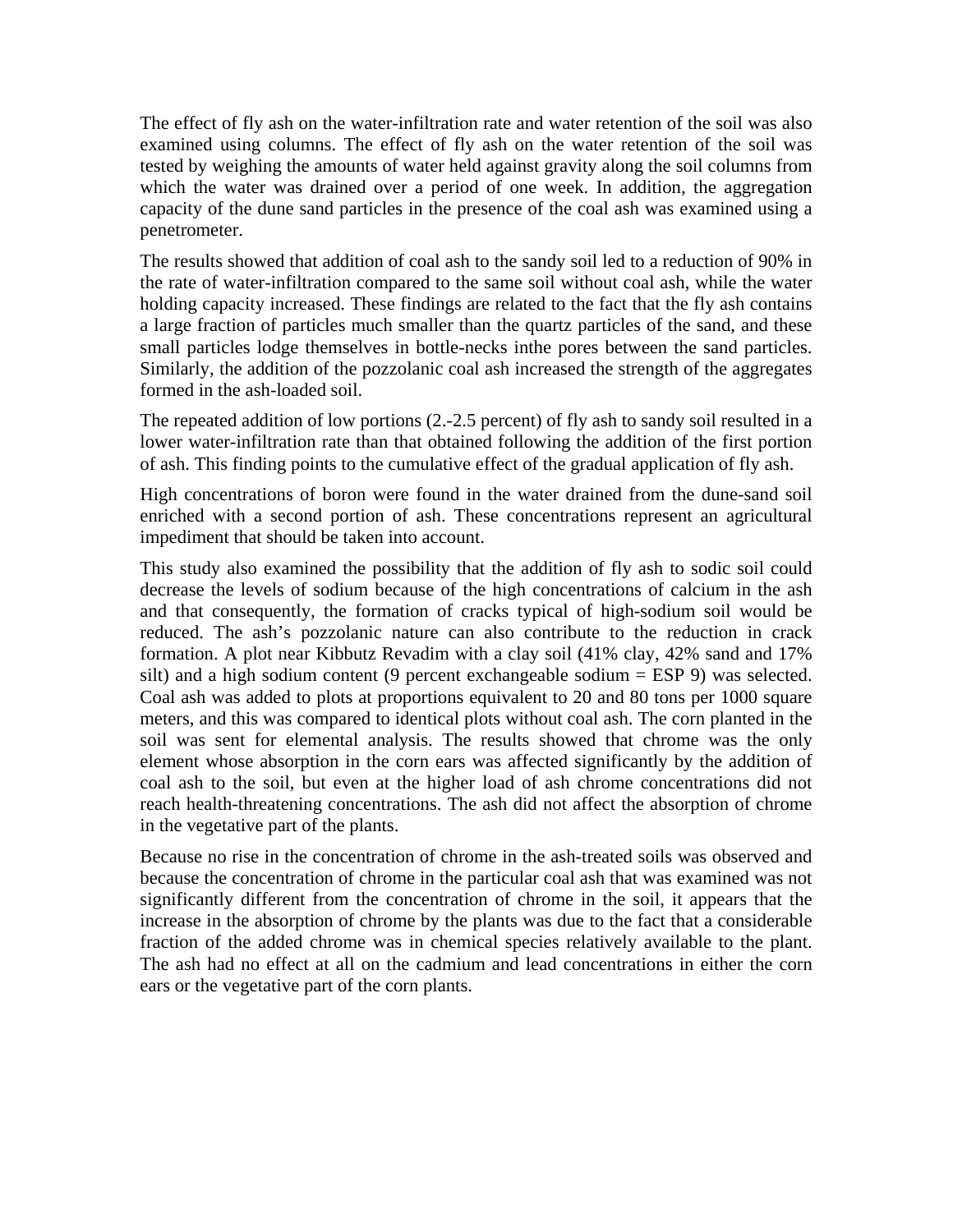The effect of fly ash on the water-infiltration rate and water retention of the soil was also examined using columns. The effect of fly ash on the water retention of the soil was tested by weighing the amounts of water held against gravity along the soil columns from which the water was drained over a period of one week. In addition, the aggregation capacity of the dune sand particles in the presence of the coal ash was examined using a penetrometer.

The results showed that addition of coal ash to the sandy soil led to a reduction of 90% in the rate of water-infiltration compared to the same soil without coal ash, while the water holding capacity increased. These findings are related to the fact that the fly ash contains a large fraction of particles much smaller than the quartz particles of the sand, and these small particles lodge themselves in bottle-necks inthe pores between the sand particles. Similarly, the addition of the pozzolanic coal ash increased the strength of the aggregates formed in the ash-loaded soil.

The repeated addition of low portions (2.-2.5 percent) of fly ash to sandy soil resulted in a lower water-infiltration rate than that obtained following the addition of the first portion of ash. This finding points to the cumulative effect of the gradual application of fly ash.

High concentrations of boron were found in the water drained from the dune-sand soil enriched with a second portion of ash. These concentrations represent an agricultural impediment that should be taken into account.

This study also examined the possibility that the addition of fly ash to sodic soil could decrease the levels of sodium because of the high concentrations of calcium in the ash and that consequently, the formation of cracks typical of high-sodium soil would be reduced. The ash's pozzolanic nature can also contribute to the reduction in crack formation. A plot near Kibbutz Revadim with a clay soil (41% clay, 42% sand and 17% silt) and a high sodium content (9 percent exchangeable sodium = ESP 9) was selected. Coal ash was added to plots at proportions equivalent to 20 and 80 tons per 1000 square meters, and this was compared to identical plots without coal ash. The corn planted in the soil was sent for elemental analysis. The results showed that chrome was the only element whose absorption in the corn ears was affected significantly by the addition of coal ash to the soil, but even at the higher load of ash chrome concentrations did not reach health-threatening concentrations. The ash did not affect the absorption of chrome in the vegetative part of the plants.

Because no rise in the concentration of chrome in the ash-treated soils was observed and because the concentration of chrome in the particular coal ash that was examined was not significantly different from the concentration of chrome in the soil, it appears that the increase in the absorption of chrome by the plants was due to the fact that a considerable fraction of the added chrome was in chemical species relatively available to the plant. The ash had no effect at all on the cadmium and lead concentrations in either the corn ears or the vegetative part of the corn plants.